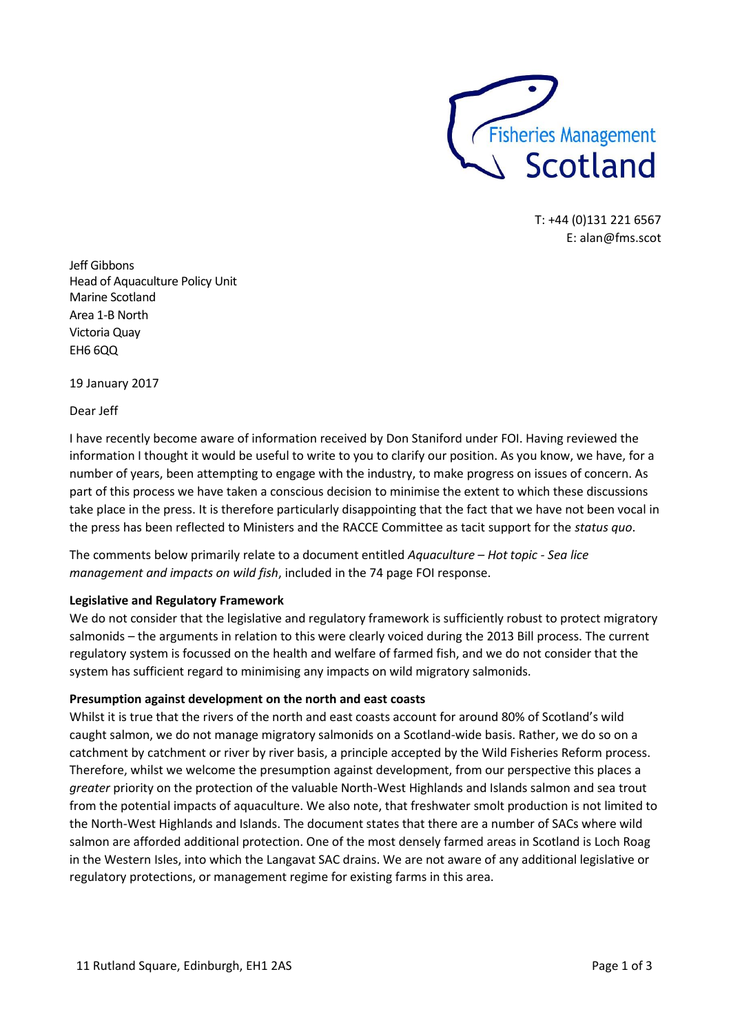Fisheries Management Scotland

T: +44 (0)131 221 6567
E: alan@fms.scot

Jeff Gibbons
Head of Aquaculture Policy Unit
Marine Scotland
Area 1-B North
Victoria Quay
EH6 6QQ

19 January 2017

Dear Jeff

I have recently become aware of information received by Don Staniford under FOI. Having reviewed the information I thought it would be useful to write to you to clarify our position. As you know, we have, for a number of years, been attempting to engage with the industry, to make progress on issues of concern. As part of this process we have taken a conscious decision to minimise the extent to which these discussions take place in the press. It is therefore particularly disappointing that the fact that we have not been vocal in the press has been reflected to Ministers and the RACCE Committee as tacit support for the *status quo*.

The comments below primarily relate to a document entitled *Aquaculture – Hot topic - Sea lice management and impacts on wild fish*, included in the 74 page FOI response.

**Legislative and Regulatory Framework**

We do not consider that the legislative and regulatory framework is sufficiently robust to protect migratory salmonids – the arguments in relation to this were clearly voiced during the 2013 Bill process. The current regulatory system is focussed on the health and welfare of farmed fish, and we do not consider that the system has sufficient regard to minimising any impacts on wild migratory salmonids.

**Presumption against development on the north and east coasts**

Whilst it is true that the rivers of the north and east coasts account for around 80% of Scotland's wild caught salmon, we do not manage migratory salmonids on a Scotland-wide basis. Rather, we do so on a catchment by catchment or river by river basis, a principle accepted by the Wild Fisheries Reform process. Therefore, whilst we welcome the presumption against development, from our perspective this places a *greater* priority on the protection of the valuable North-West Highlands and Islands salmon and sea trout from the potential impacts of aquaculture. We also note, that freshwater smolt production is not limited to the North-West Highlands and Islands. The document states that there are a number of SACs where wild salmon are afforded additional protection. One of the most densely farmed areas in Scotland is Loch Roag in the Western Isles, into which the Langavat SAC drains. We are not aware of any additional legislative or regulatory protections, or management regime for existing farms in this area.

11 Rutland Square, Edinburgh, EH1 2AS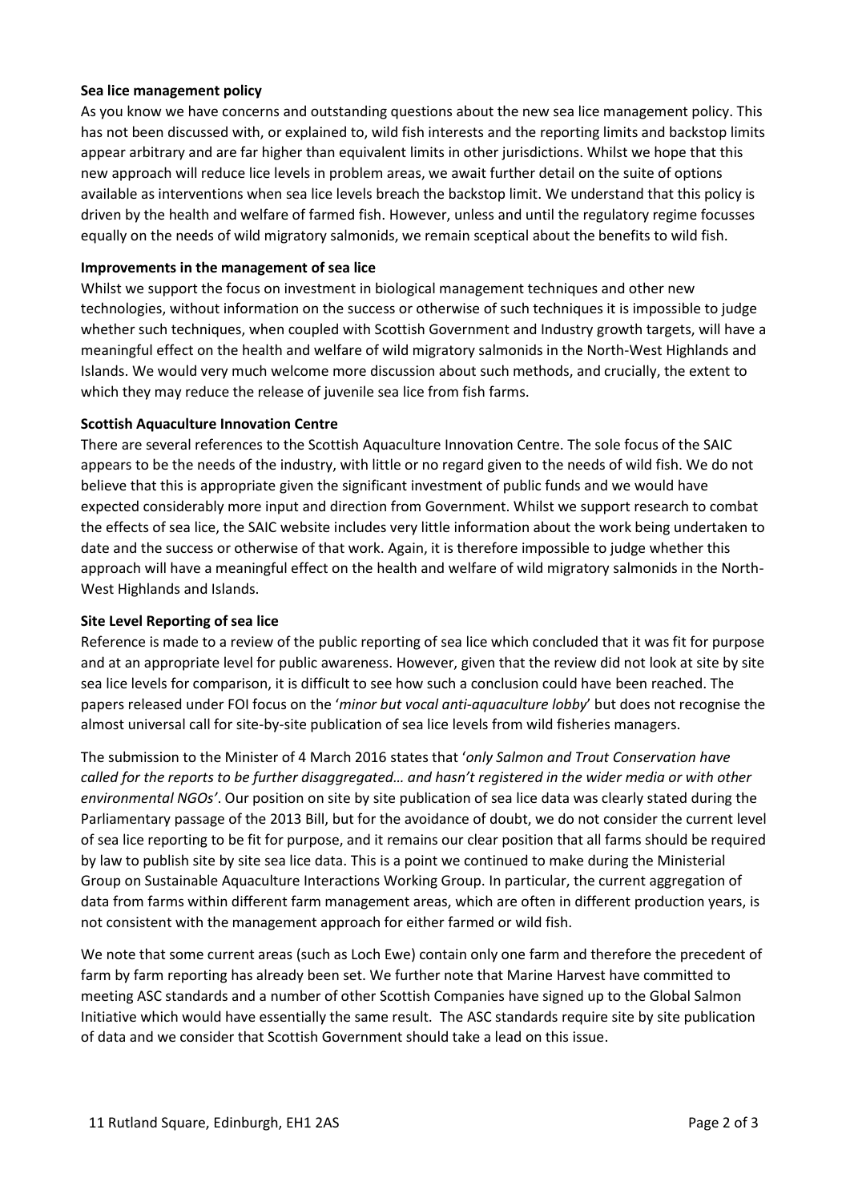**Sea lice management policy**

As you know we have concerns and outstanding questions about the new sea lice management policy. This has not been discussed with, or explained to, wild fish interests and the reporting limits and backstop limits appear arbitrary and are far higher than equivalent limits in other jurisdictions. Whilst we hope that this new approach will reduce lice levels in problem areas, we await further detail on the suite of options available as interventions when sea lice levels breach the backstop limit. We understand that this policy is driven by the health and welfare of farmed fish. However, unless and until the regulatory regime focusses equally on the needs of wild migratory salmonids, we remain sceptical about the benefits to wild fish.

**Improvements in the management of sea lice**

Whilst we support the focus on investment in biological management techniques and other new technologies, without information on the success or otherwise of such techniques it is impossible to judge whether such techniques, when coupled with Scottish Government and Industry growth targets, will have a meaningful effect on the health and welfare of wild migratory salmonids in the North-West Highlands and Islands. We would very much welcome more discussion about such methods, and crucially, the extent to which they may reduce the release of juvenile sea lice from fish farms.

**Scottish Aquaculture Innovation Centre**

There are several references to the Scottish Aquaculture Innovation Centre. The sole focus of the SAIC appears to be the needs of the industry, with little or no regard given to the needs of wild fish. We do not believe that this is appropriate given the significant investment of public funds and we would have expected considerably more input and direction from Government. Whilst we support research to combat the effects of sea lice, the SAIC website includes very little information about the work being undertaken to date and the success or otherwise of that work. Again, it is therefore impossible to judge whether this approach will have a meaningful effect on the health and welfare of wild migratory salmonids in the North-West Highlands and Islands.

**Site Level Reporting of sea lice**

Reference is made to a review of the public reporting of sea lice which concluded that it was fit for purpose and at an appropriate level for public awareness. However, given that the review did not look at site by site sea lice levels for comparison, it is difficult to see how such a conclusion could have been reached. The papers released under FOI focus on the '*minor but vocal anti-aquaculture lobby*' but does not recognise the almost universal call for site-by-site publication of sea lice levels from wild fisheries managers.

The submission to the Minister of 4 March 2016 states that '*only Salmon and Trout Conservation have called for the reports to be further disaggregated… and hasn't registered in the wider media or with other environmental NGOs'*. Our position on site by site publication of sea lice data was clearly stated during the Parliamentary passage of the 2013 Bill, but for the avoidance of doubt, we do not consider the current level of sea lice reporting to be fit for purpose, and it remains our clear position that all farms should be required by law to publish site by site sea lice data. This is a point we continued to make during the Ministerial Group on Sustainable Aquaculture Interactions Working Group. In particular, the current aggregation of data from farms within different farm management areas, which are often in different production years, is not consistent with the management approach for either farmed or wild fish.

We note that some current areas (such as Loch Ewe) contain only one farm and therefore the precedent of farm by farm reporting has already been set. We further note that Marine Harvest have committed to meeting ASC standards and a number of other Scottish Companies have signed up to the Global Salmon Initiative which would have essentially the same result. The ASC standards require site by site publication of data and we consider that Scottish Government should take a lead on this issue.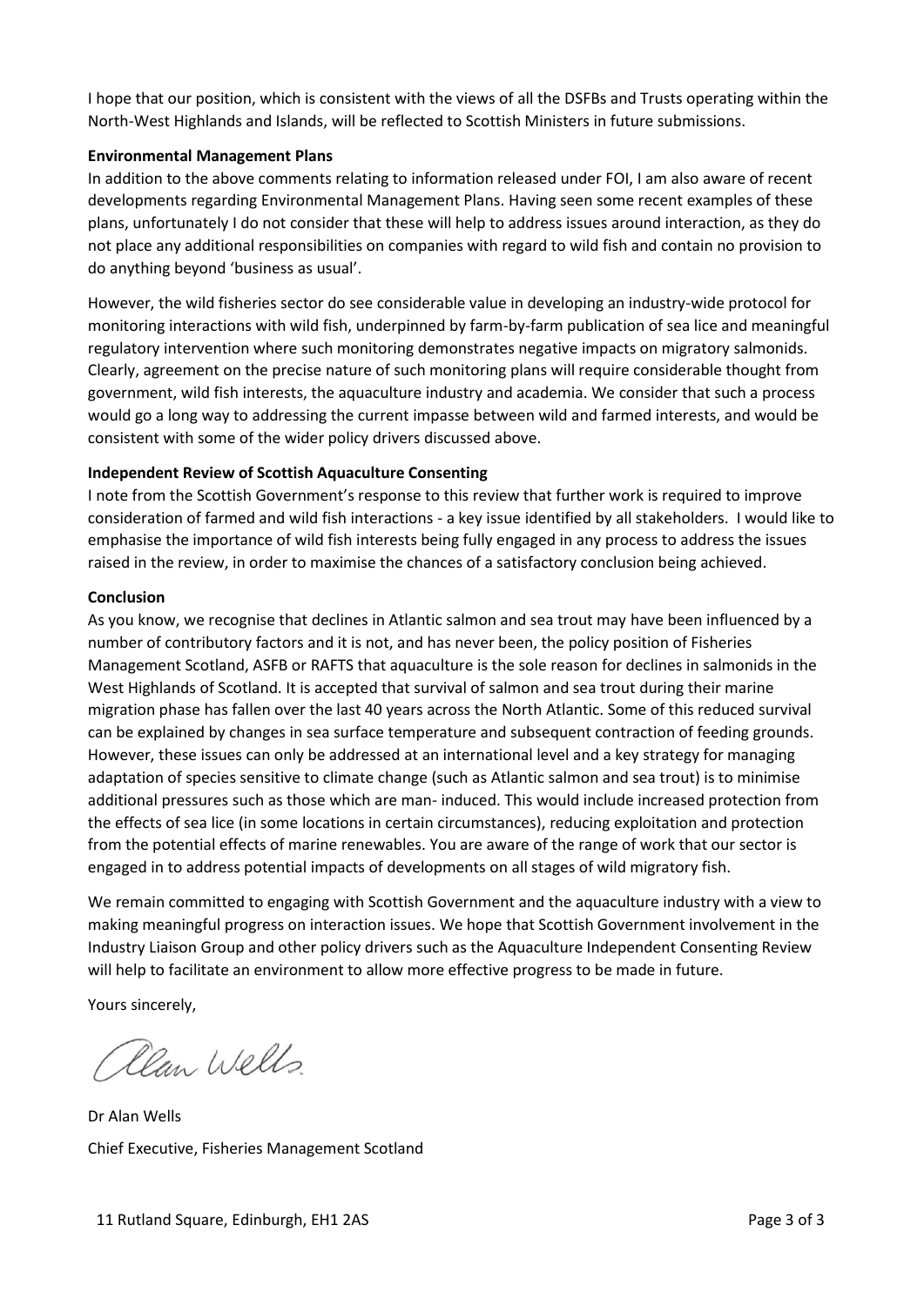I hope that our position, which is consistent with the views of all the DSFBs and Trusts operating within the North-West Highlands and Islands, will be reflected to Scottish Ministers in future submissions.

**Environmental Management Plans**

In addition to the above comments relating to information released under FOI, I am also aware of recent developments regarding Environmental Management Plans. Having seen some recent examples of these plans, unfortunately I do not consider that these will help to address issues around interaction, as they do not place any additional responsibilities on companies with regard to wild fish and contain no provision to do anything beyond 'business as usual'.

However, the wild fisheries sector do see considerable value in developing an industry-wide protocol for monitoring interactions with wild fish, underpinned by farm-by-farm publication of sea lice and meaningful regulatory intervention where such monitoring demonstrates negative impacts on migratory salmonids. Clearly, agreement on the precise nature of such monitoring plans will require considerable thought from government, wild fish interests, the aquaculture industry and academia. We consider that such a process would go a long way to addressing the current impasse between wild and farmed interests, and would be consistent with some of the wider policy drivers discussed above.

**Independent Review of Scottish Aquaculture Consenting**

I note from the Scottish Government's response to this review that further work is required to improve consideration of farmed and wild fish interactions - a key issue identified by all stakeholders. I would like to emphasise the importance of wild fish interests being fully engaged in any process to address the issues raised in the review, in order to maximise the chances of a satisfactory conclusion being achieved.

**Conclusion**

As you know, we recognise that declines in Atlantic salmon and sea trout may have been influenced by a number of contributory factors and it is not, and has never been, the policy position of Fisheries Management Scotland, ASFB or RAFTS that aquaculture is the sole reason for declines in salmonids in the West Highlands of Scotland. It is accepted that survival of salmon and sea trout during their marine migration phase has fallen over the last 40 years across the North Atlantic. Some of this reduced survival can be explained by changes in sea surface temperature and subsequent contraction of feeding grounds. However, these issues can only be addressed at an international level and a key strategy for managing adaptation of species sensitive to climate change (such as Atlantic salmon and sea trout) is to minimise additional pressures such as those which are man- induced. This would include increased protection from the effects of sea lice (in some locations in certain circumstances), reducing exploitation and protection from the potential effects of marine renewables. You are aware of the range of work that our sector is engaged in to address potential impacts of developments on all stages of wild migratory fish.

We remain committed to engaging with Scottish Government and the aquaculture industry with a view to making meaningful progress on interaction issues. We hope that Scottish Government involvement in the Industry Liaison Group and other policy drivers such as the Aquaculture Independent Consenting Review will help to facilitate an environment to allow more effective progress to be made in future.

Yours sincerely,

Alan Wells

Dr Alan Wells

Chief Executive, Fisheries Management Scotland

11 Rutland Square, Edinburgh, EH1 2AS